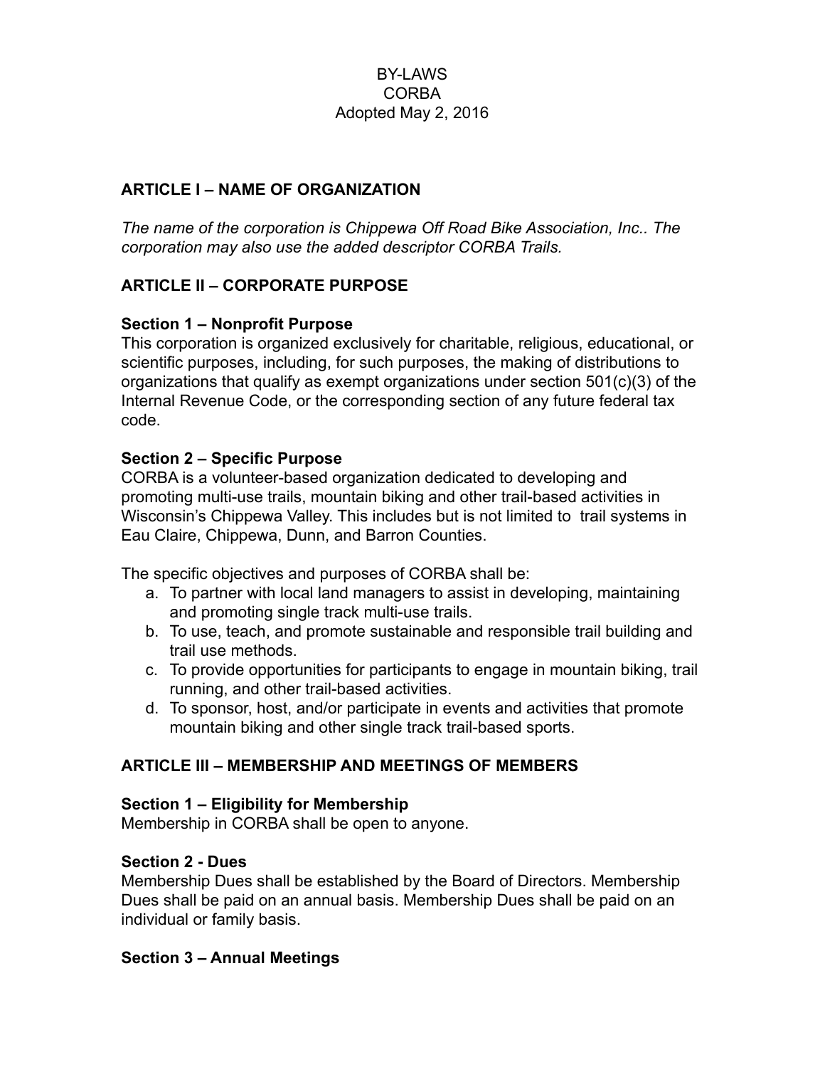BY-LAWS
CORBA
Adopted May 2, 2016

## ARTICLE I – NAME OF ORGANIZATION

*The name of the corporation is Chippewa Off Road Bike Association, Inc.. The corporation may also use the added descriptor CORBA Trails.*

## ARTICLE II – CORPORATE PURPOSE

### Section 1 – Nonprofit Purpose

This corporation is organized exclusively for charitable, religious, educational, or scientific purposes, including, for such purposes, the making of distributions to organizations that qualify as exempt organizations under section 501(c)(3) of the Internal Revenue Code, or the corresponding section of any future federal tax code.

### Section 2 – Specific Purpose

CORBA is a volunteer-based organization dedicated to developing and promoting multi-use trails, mountain biking and other trail-based activities in Wisconsin's Chippewa Valley. This includes but is not limited to trail systems in Eau Claire, Chippewa, Dunn, and Barron Counties.

The specific objectives and purposes of CORBA shall be:

a. To partner with local land managers to assist in developing, maintaining and promoting single track multi-use trails.
b. To use, teach, and promote sustainable and responsible trail building and trail use methods.
c. To provide opportunities for participants to engage in mountain biking, trail running, and other trail-based activities.
d. To sponsor, host, and/or participate in events and activities that promote mountain biking and other single track trail-based sports.

## ARTICLE III – MEMBERSHIP AND MEETINGS OF MEMBERS

### Section 1 – Eligibility for Membership

Membership in CORBA shall be open to anyone.

### Section 2 - Dues

Membership Dues shall be established by the Board of Directors. Membership Dues shall be paid on an annual basis. Membership Dues shall be paid on an individual or family basis.

### Section 3 – Annual Meetings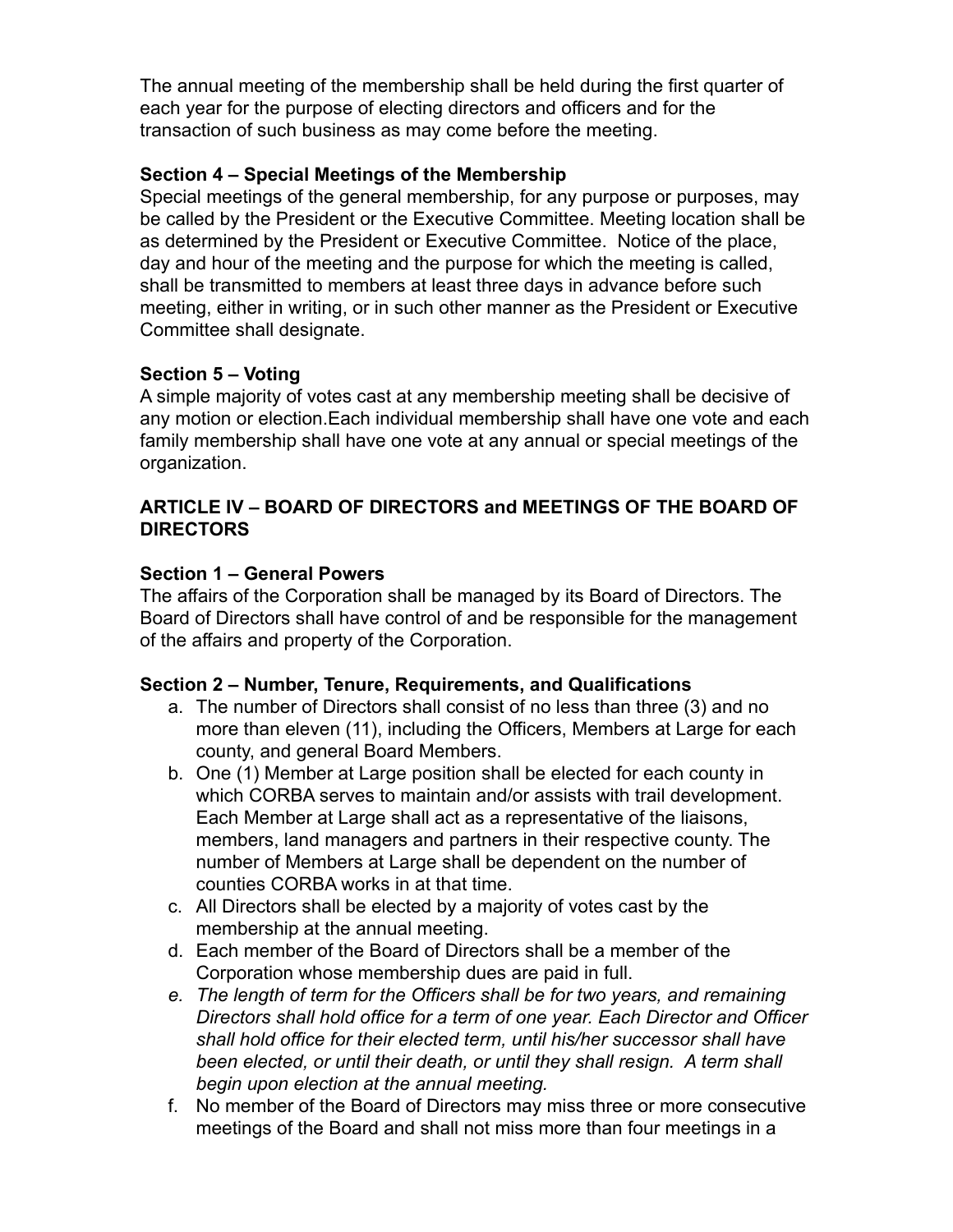The annual meeting of the membership shall be held during the first quarter of each year for the purpose of electing directors and officers and for the transaction of such business as may come before the meeting.

### Section 4 – Special Meetings of the Membership

Special meetings of the general membership, for any purpose or purposes, may be called by the President or the Executive Committee. Meeting location shall be as determined by the President or Executive Committee. Notice of the place, day and hour of the meeting and the purpose for which the meeting is called, shall be transmitted to members at least three days in advance before such meeting, either in writing, or in such other manner as the President or Executive Committee shall designate.

### Section 5 – Voting

A simple majority of votes cast at any membership meeting shall be decisive of any motion or election.Each individual membership shall have one vote and each family membership shall have one vote at any annual or special meetings of the organization.

## ARTICLE IV – BOARD OF DIRECTORS and MEETINGS OF THE BOARD OF DIRECTORS

### Section 1 – General Powers

The affairs of the Corporation shall be managed by its Board of Directors. The Board of Directors shall have control of and be responsible for the management of the affairs and property of the Corporation.

### Section 2 – Number, Tenure, Requirements, and Qualifications

a. The number of Directors shall consist of no less than three (3) and no more than eleven (11), including the Officers, Members at Large for each county, and general Board Members.
b. One (1) Member at Large position shall be elected for each county in which CORBA serves to maintain and/or assists with trail development. Each Member at Large shall act as a representative of the liaisons, members, land managers and partners in their respective county. The number of Members at Large shall be dependent on the number of counties CORBA works in at that time.
c. All Directors shall be elected by a majority of votes cast by the membership at the annual meeting.
d. Each member of the Board of Directors shall be a member of the Corporation whose membership dues are paid in full.
e. *The length of term for the Officers shall be for two years, and remaining Directors shall hold office for a term of one year. Each Director and Officer shall hold office for their elected term, until his/her successor shall have been elected, or until their death, or until they shall resign. A term shall begin upon election at the annual meeting.*
f. No member of the Board of Directors may miss three or more consecutive meetings of the Board and shall not miss more than four meetings in a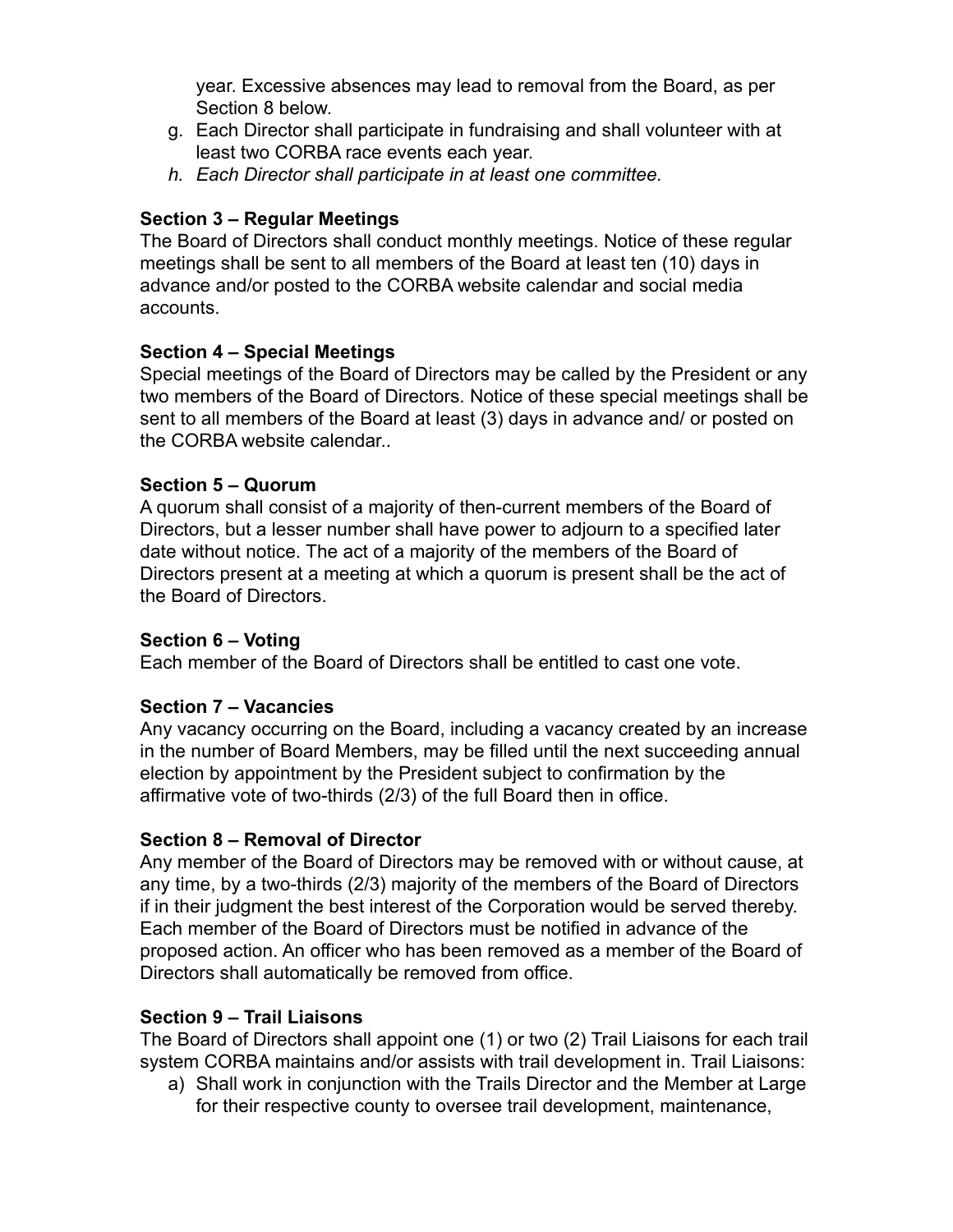year. Excessive absences may lead to removal from the Board, as per Section 8 below.

g. Each Director shall participate in fundraising and shall volunteer with at least two CORBA race events each year.
h. *Each Director shall participate in at least one committee.*

**Section 3 – Regular Meetings**
The Board of Directors shall conduct monthly meetings. Notice of these regular meetings shall be sent to all members of the Board at least ten (10) days in advance and/or posted to the CORBA website calendar and social media accounts.

**Section 4 – Special Meetings**
Special meetings of the Board of Directors may be called by the President or any two members of the Board of Directors. Notice of these special meetings shall be sent to all members of the Board at least (3) days in advance and/ or posted on the CORBA website calendar..

**Section 5 – Quorum**
A quorum shall consist of a majority of then-current members of the Board of Directors, but a lesser number shall have power to adjourn to a specified later date without notice. The act of a majority of the members of the Board of Directors present at a meeting at which a quorum is present shall be the act of the Board of Directors.

**Section 6 – Voting**
Each member of the Board of Directors shall be entitled to cast one vote.

**Section 7 – Vacancies**
Any vacancy occurring on the Board, including a vacancy created by an increase in the number of Board Members, may be filled until the next succeeding annual election by appointment by the President subject to confirmation by the affirmative vote of two-thirds (2/3) of the full Board then in office.

**Section 8 – Removal of Director**
Any member of the Board of Directors may be removed with or without cause, at any time, by a two-thirds (2/3) majority of the members of the Board of Directors if in their judgment the best interest of the Corporation would be served thereby. Each member of the Board of Directors must be notified in advance of the proposed action. An officer who has been removed as a member of the Board of Directors shall automatically be removed from office.

**Section 9 – Trail Liaisons**
The Board of Directors shall appoint one (1) or two (2) Trail Liaisons for each trail system CORBA maintains and/or assists with trail development in. Trail Liaisons:

a) Shall work in conjunction with the Trails Director and the Member at Large for their respective county to oversee trail development, maintenance,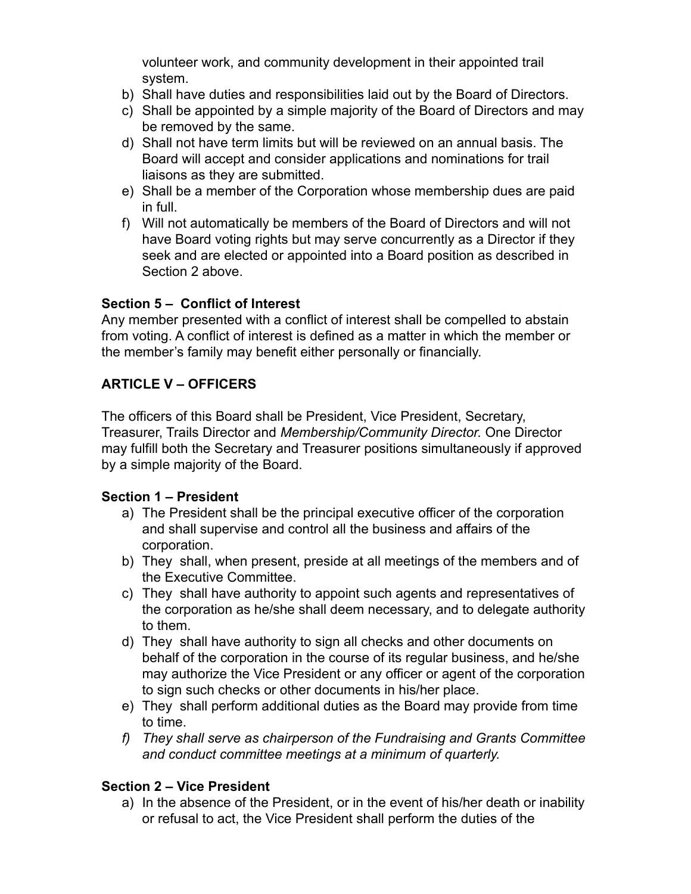volunteer work, and community development in their appointed trail system.

b) Shall have duties and responsibilities laid out by the Board of Directors.
c) Shall be appointed by a simple majority of the Board of Directors and may be removed by the same.
d) Shall not have term limits but will be reviewed on an annual basis. The Board will accept and consider applications and nominations for trail liaisons as they are submitted.
e) Shall be a member of the Corporation whose membership dues are paid in full.
f) Will not automatically be members of the Board of Directors and will not have Board voting rights but may serve concurrently as a Director if they seek and are elected or appointed into a Board position as described in Section 2 above.

**Section 5 – Conflict of Interest**
Any member presented with a conflict of interest shall be compelled to abstain from voting. A conflict of interest is defined as a matter in which the member or the member's family may benefit either personally or financially.

## ARTICLE V – OFFICERS

The officers of this Board shall be President, Vice President, Secretary, Treasurer, Trails Director and *Membership/Community Director.* One Director may fulfill both the Secretary and Treasurer positions simultaneously if approved by a simple majority of the Board.

**Section 1 – President**

a) The President shall be the principal executive officer of the corporation and shall supervise and control all the business and affairs of the corporation.
b) They shall, when present, preside at all meetings of the members and of the Executive Committee.
c) They shall have authority to appoint such agents and representatives of the corporation as he/she shall deem necessary, and to delegate authority to them.
d) They shall have authority to sign all checks and other documents on behalf of the corporation in the course of its regular business, and he/she may authorize the Vice President or any officer or agent of the corporation to sign such checks or other documents in his/her place.
e) They shall perform additional duties as the Board may provide from time to time.
*f) They shall serve as chairperson of the Fundraising and Grants Committee and conduct committee meetings at a minimum of quarterly.*

**Section 2 – Vice President**

a) In the absence of the President, or in the event of his/her death or inability or refusal to act, the Vice President shall perform the duties of the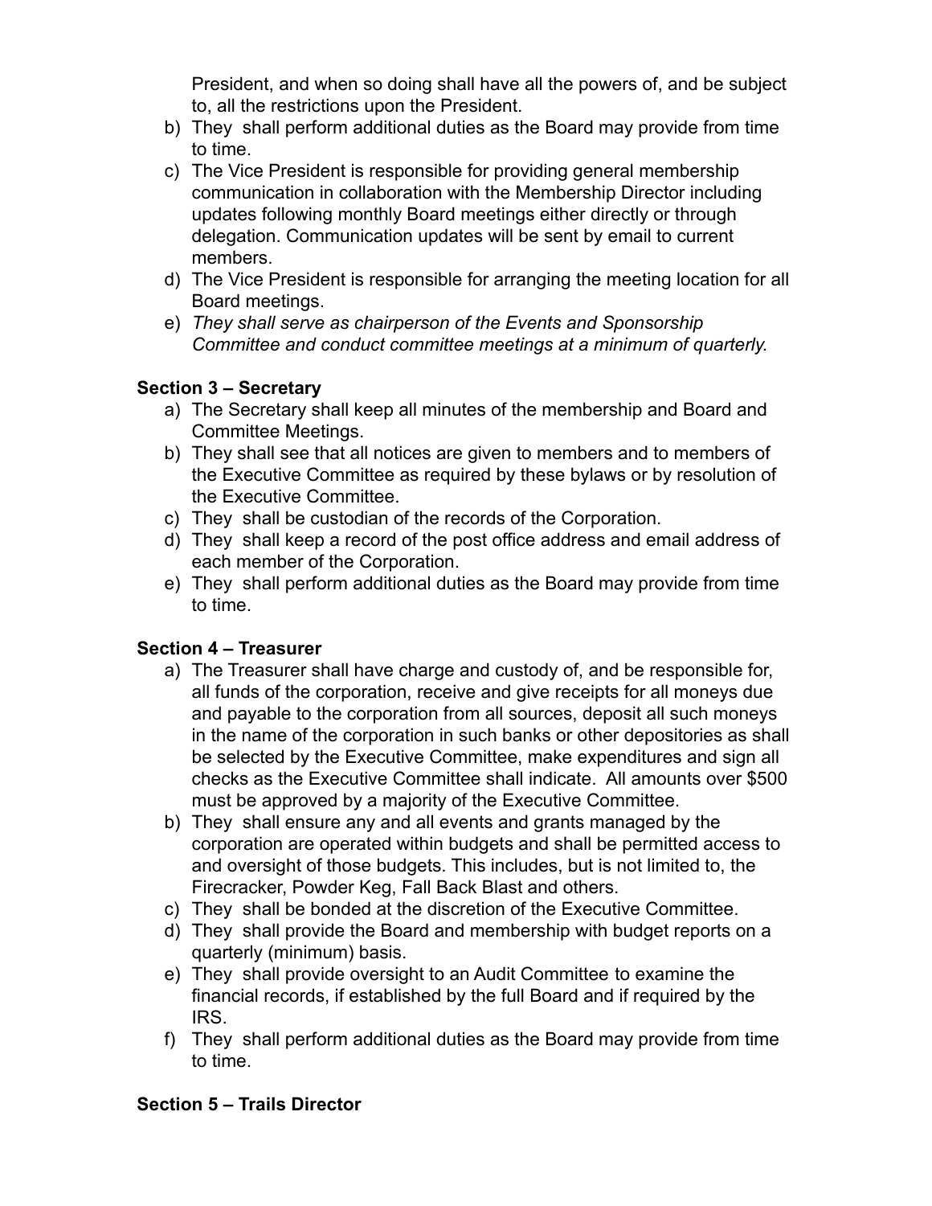President, and when so doing shall have all the powers of, and be subject to, all the restrictions upon the President.

b) They shall perform additional duties as the Board may provide from time to time.
c) The Vice President is responsible for providing general membership communication in collaboration with the Membership Director including updates following monthly Board meetings either directly or through delegation. Communication updates will be sent by email to current members.
d) The Vice President is responsible for arranging the meeting location for all Board meetings.
e) *They shall serve as chairperson of the Events and Sponsorship Committee and conduct committee meetings at a minimum of quarterly.*

**Section 3 – Secretary**

a) The Secretary shall keep all minutes of the membership and Board and Committee Meetings.
b) They shall see that all notices are given to members and to members of the Executive Committee as required by these bylaws or by resolution of the Executive Committee.
c) They shall be custodian of the records of the Corporation.
d) They shall keep a record of the post office address and email address of each member of the Corporation.
e) They shall perform additional duties as the Board may provide from time to time.

**Section 4 – Treasurer**

a) The Treasurer shall have charge and custody of, and be responsible for, all funds of the corporation, receive and give receipts for all moneys due and payable to the corporation from all sources, deposit all such moneys in the name of the corporation in such banks or other depositories as shall be selected by the Executive Committee, make expenditures and sign all checks as the Executive Committee shall indicate. All amounts over $500 must be approved by a majority of the Executive Committee.
b) They shall ensure any and all events and grants managed by the corporation are operated within budgets and shall be permitted access to and oversight of those budgets. This includes, but is not limited to, the Firecracker, Powder Keg, Fall Back Blast and others.
c) They shall be bonded at the discretion of the Executive Committee.
d) They shall provide the Board and membership with budget reports on a quarterly (minimum) basis.
e) They shall provide oversight to an Audit Committee to examine the financial records, if established by the full Board and if required by the IRS.
f) They shall perform additional duties as the Board may provide from time to time.

**Section 5 – Trails Director**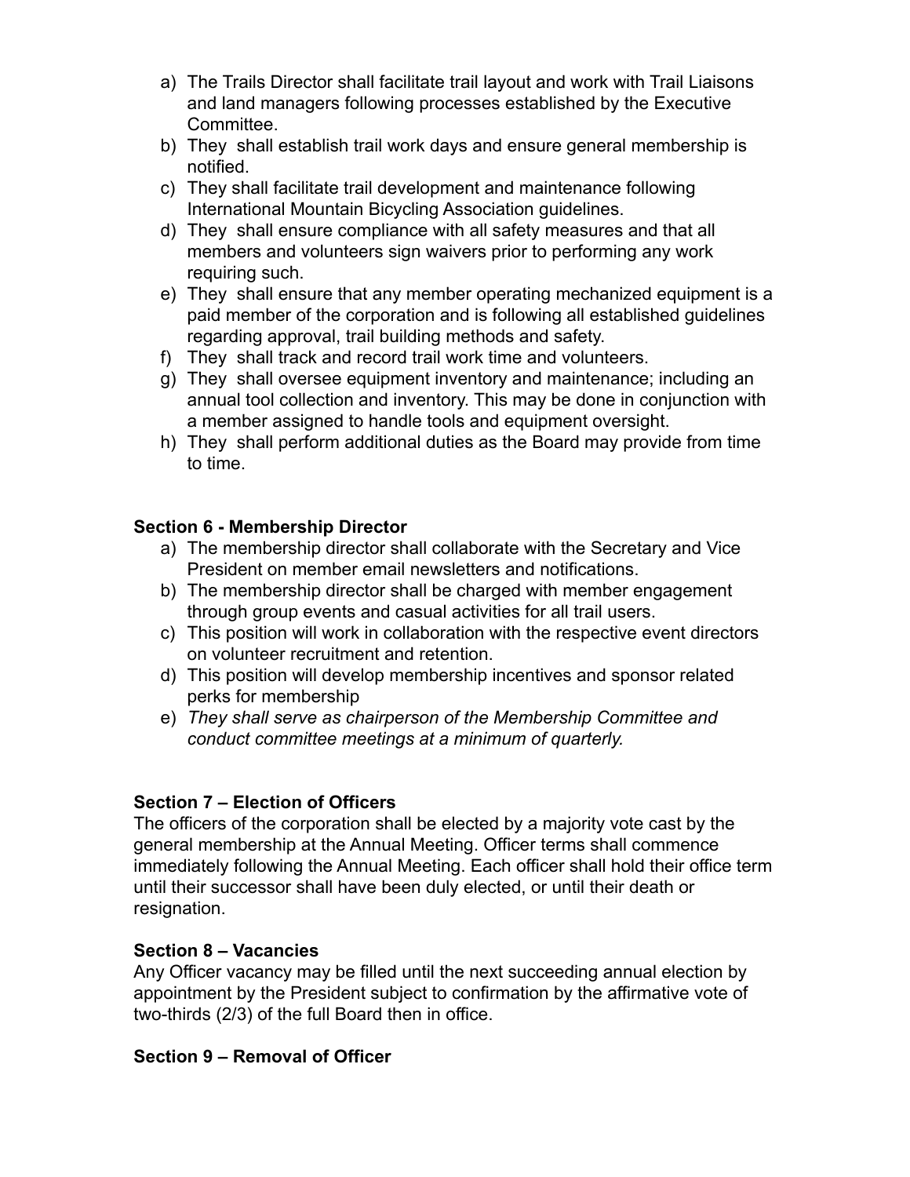a) The Trails Director shall facilitate trail layout and work with Trail Liaisons and land managers following processes established by the Executive Committee.
b) They shall establish trail work days and ensure general membership is notified.
c) They shall facilitate trail development and maintenance following International Mountain Bicycling Association guidelines.
d) They shall ensure compliance with all safety measures and that all members and volunteers sign waivers prior to performing any work requiring such.
e) They shall ensure that any member operating mechanized equipment is a paid member of the corporation and is following all established guidelines regarding approval, trail building methods and safety.
f) They shall track and record trail work time and volunteers.
g) They shall oversee equipment inventory and maintenance; including an annual tool collection and inventory. This may be done in conjunction with a member assigned to handle tools and equipment oversight.
h) They shall perform additional duties as the Board may provide from time to time.

**Section 6 - Membership Director**

a) The membership director shall collaborate with the Secretary and Vice President on member email newsletters and notifications.
b) The membership director shall be charged with member engagement through group events and casual activities for all trail users.
c) This position will work in collaboration with the respective event directors on volunteer recruitment and retention.
d) This position will develop membership incentives and sponsor related perks for membership
e) *They shall serve as chairperson of the Membership Committee and conduct committee meetings at a minimum of quarterly.*

**Section 7 – Election of Officers**

The officers of the corporation shall be elected by a majority vote cast by the general membership at the Annual Meeting. Officer terms shall commence immediately following the Annual Meeting. Each officer shall hold their office term until their successor shall have been duly elected, or until their death or resignation.

**Section 8 – Vacancies**

Any Officer vacancy may be filled until the next succeeding annual election by appointment by the President subject to confirmation by the affirmative vote of two-thirds (2/3) of the full Board then in office.

**Section 9 – Removal of Officer**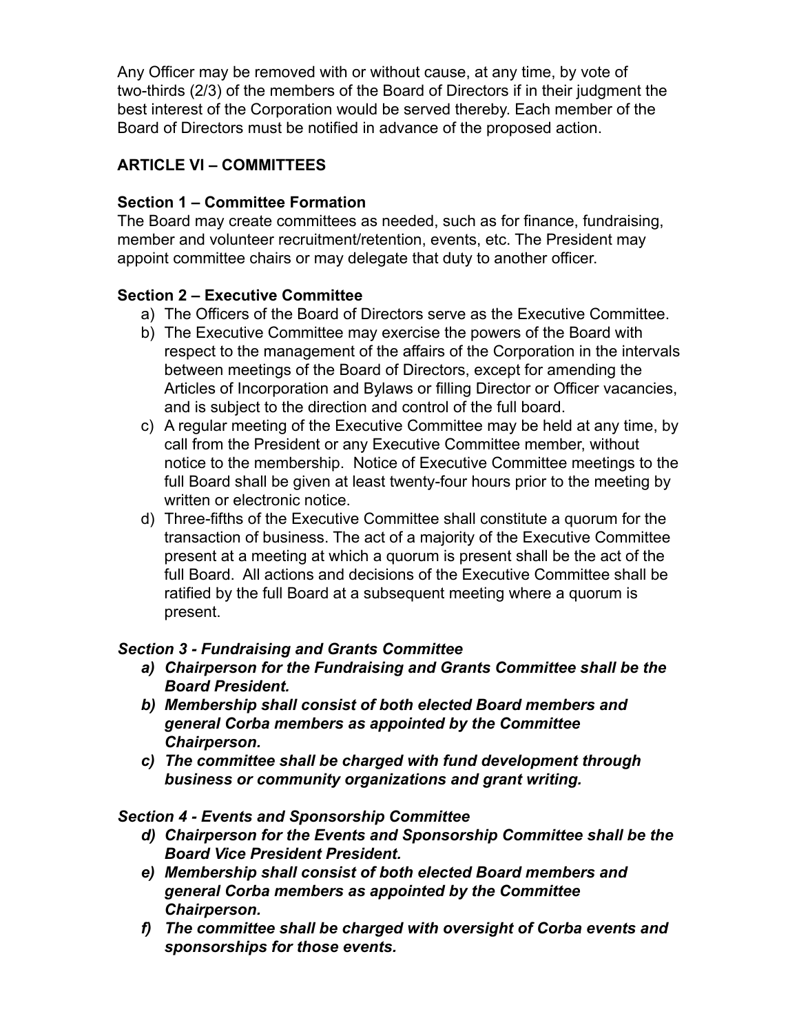Any Officer may be removed with or without cause, at any time, by vote of two-thirds (2/3) of the members of the Board of Directors if in their judgment the best interest of the Corporation would be served thereby. Each member of the Board of Directors must be notified in advance of the proposed action.

## ARTICLE VI – COMMITTEES

### Section 1 – Committee Formation

The Board may create committees as needed, such as for finance, fundraising, member and volunteer recruitment/retention, events, etc. The President may appoint committee chairs or may delegate that duty to another officer.

### Section 2 – Executive Committee

a) The Officers of the Board of Directors serve as the Executive Committee.

b) The Executive Committee may exercise the powers of the Board with respect to the management of the affairs of the Corporation in the intervals between meetings of the Board of Directors, except for amending the Articles of Incorporation and Bylaws or filling Director or Officer vacancies, and is subject to the direction and control of the full board.

c) A regular meeting of the Executive Committee may be held at any time, by call from the President or any Executive Committee member, without notice to the membership. Notice of Executive Committee meetings to the full Board shall be given at least twenty-four hours prior to the meeting by written or electronic notice.

d) Three-fifths of the Executive Committee shall constitute a quorum for the transaction of business. The act of a majority of the Executive Committee present at a meeting at which a quorum is present shall be the act of the full Board. All actions and decisions of the Executive Committee shall be ratified by the full Board at a subsequent meeting where a quorum is present.

### *Section 3 - Fundraising and Grants Committee*

***a) Chairperson for the Fundraising and Grants Committee shall be the Board President.***

***b) Membership shall consist of both elected Board members and general Corba members as appointed by the Committee Chairperson.***

***c) The committee shall be charged with fund development through business or community organizations and grant writing.***

### *Section 4 - Events and Sponsorship Committee*

***d) Chairperson for the Events and Sponsorship Committee shall be the Board Vice President President.***

***e) Membership shall consist of both elected Board members and general Corba members as appointed by the Committee Chairperson.***

***f) The committee shall be charged with oversight of Corba events and sponsorships for those events.***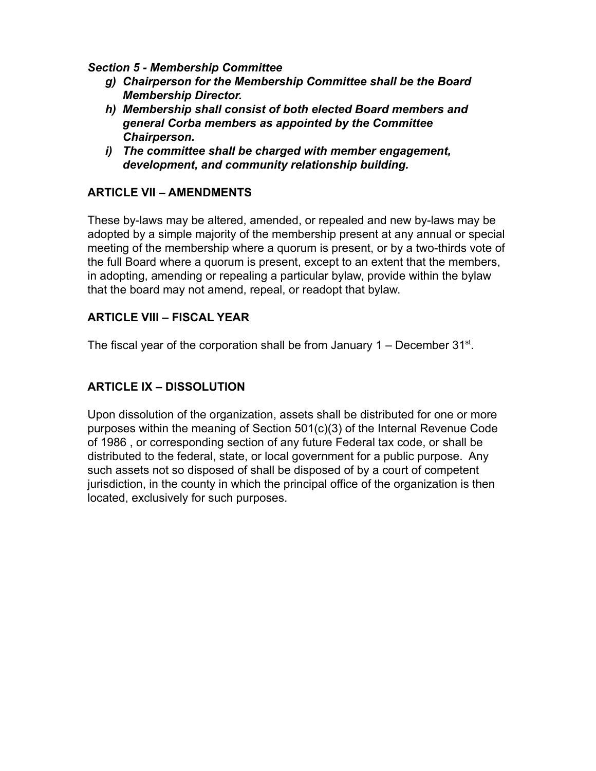***Section 5 - Membership Committee***

- g) ***Chairperson for the Membership Committee shall be the Board Membership Director.***
- h) ***Membership shall consist of both elected Board members and general Corba members as appointed by the Committee Chairperson.***
- i) ***The committee shall be charged with member engagement, development, and community relationship building.***

**ARTICLE VII – AMENDMENTS**

These by-laws may be altered, amended, or repealed and new by-laws may be adopted by a simple majority of the membership present at any annual or special meeting of the membership where a quorum is present, or by a two-thirds vote of the full Board where a quorum is present, except to an extent that the members, in adopting, amending or repealing a particular bylaw, provide within the bylaw that the board may not amend, repeal, or readopt that bylaw.

**ARTICLE VIII – FISCAL YEAR**

The fiscal year of the corporation shall be from January 1 – December 31st.

**ARTICLE IX – DISSOLUTION**

Upon dissolution of the organization, assets shall be distributed for one or more purposes within the meaning of Section 501(c)(3) of the Internal Revenue Code of 1986 , or corresponding section of any future Federal tax code, or shall be distributed to the federal, state, or local government for a public purpose. Any such assets not so disposed of shall be disposed of by a court of competent jurisdiction, in the county in which the principal office of the organization is then located, exclusively for such purposes.